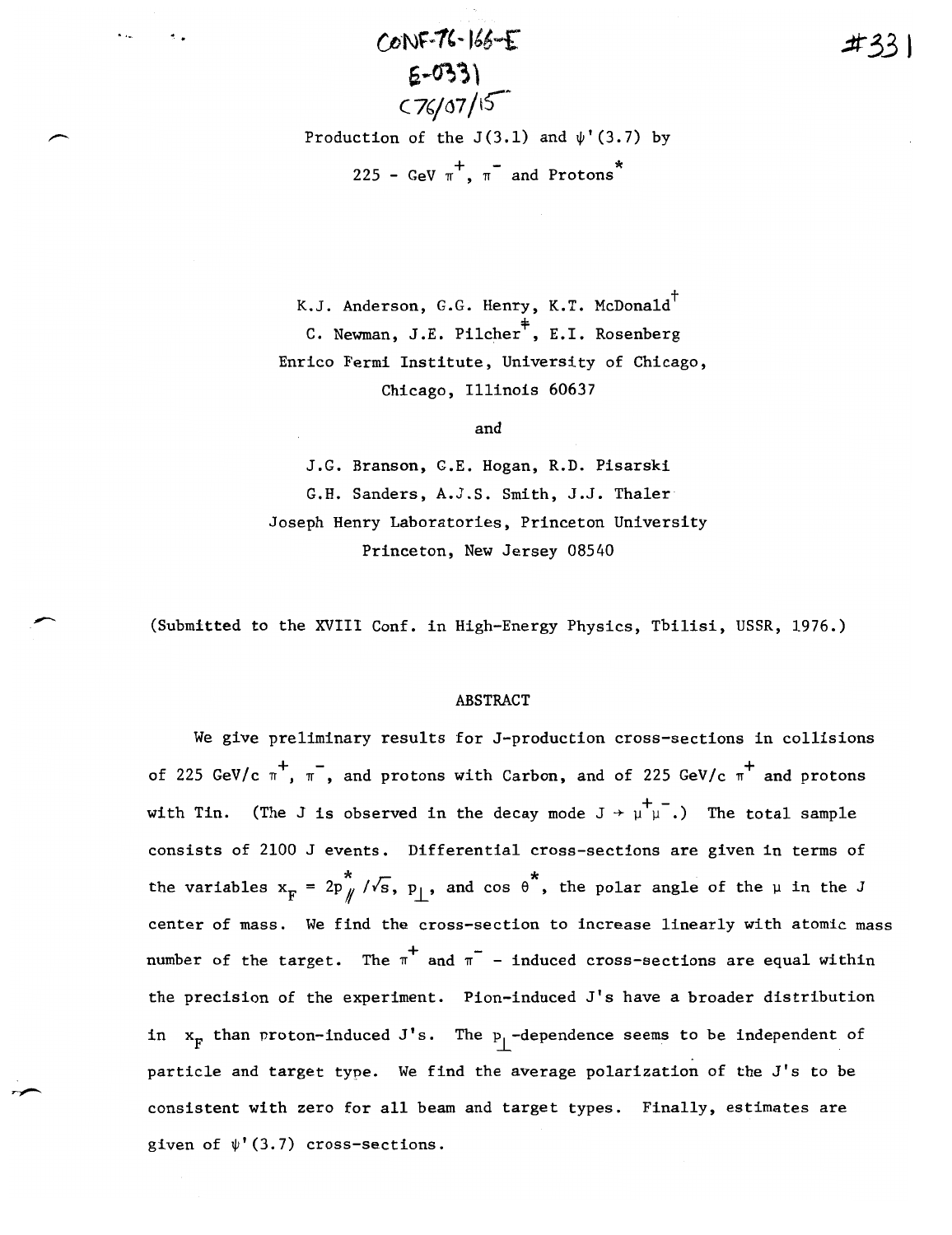CONF-76-166-E
E-0331
C76/07/15

#331

# Production of the J(3.1) and $\psi$'(3.7) by 225 - GeV $\pi^+$, $\pi^-$ and Protons*

K.J. Anderson, G.G. Henry, K.T. McDonald[†]
C. Newman, J.E. Pilcher[‡], E.I. Rosenberg
Enrico Fermi Institute, University of Chicago,
Chicago, Illinois 60637

and

J.G. Branson, G.E. Hogan, R.D. Pisarski
G.H. Sanders, A.J.S. Smith, J.J. Thaler
Joseph Henry Laboratories, Princeton University
Princeton, New Jersey 08540

(Submitted to the XVIII Conf. in High-Energy Physics, Tbilisi, USSR, 1976.)

## ABSTRACT

We give preliminary results for J-production cross-sections in collisions of 225 GeV/c $\pi^+$, $\pi^-$, and protons with Carbon, and of 225 GeV/c $\pi^+$ and protons with Tin. (The J is observed in the decay mode $J \rightarrow \mu^+\mu^-$.) The total sample consists of 2100 J events. Differential cross-sections are given in terms of the variables $x_F = 2p^*_{/\!/}/\sqrt{s}$, $p_\perp$, and $\cos\theta^*$, the polar angle of the $\mu$ in the J center of mass. We find the cross-section to increase linearly with atomic mass number of the target. The $\pi^+$ and $\pi^-$ - induced cross-sections are equal within the precision of the experiment. Pion-induced J's have a broader distribution in $x_F$ than proton-induced J's. The $p_\perp$-dependence seems to be independent of particle and target type. We find the average polarization of the J's to be consistent with zero for all beam and target types. Finally, estimates are given of $\psi$'(3.7) cross-sections.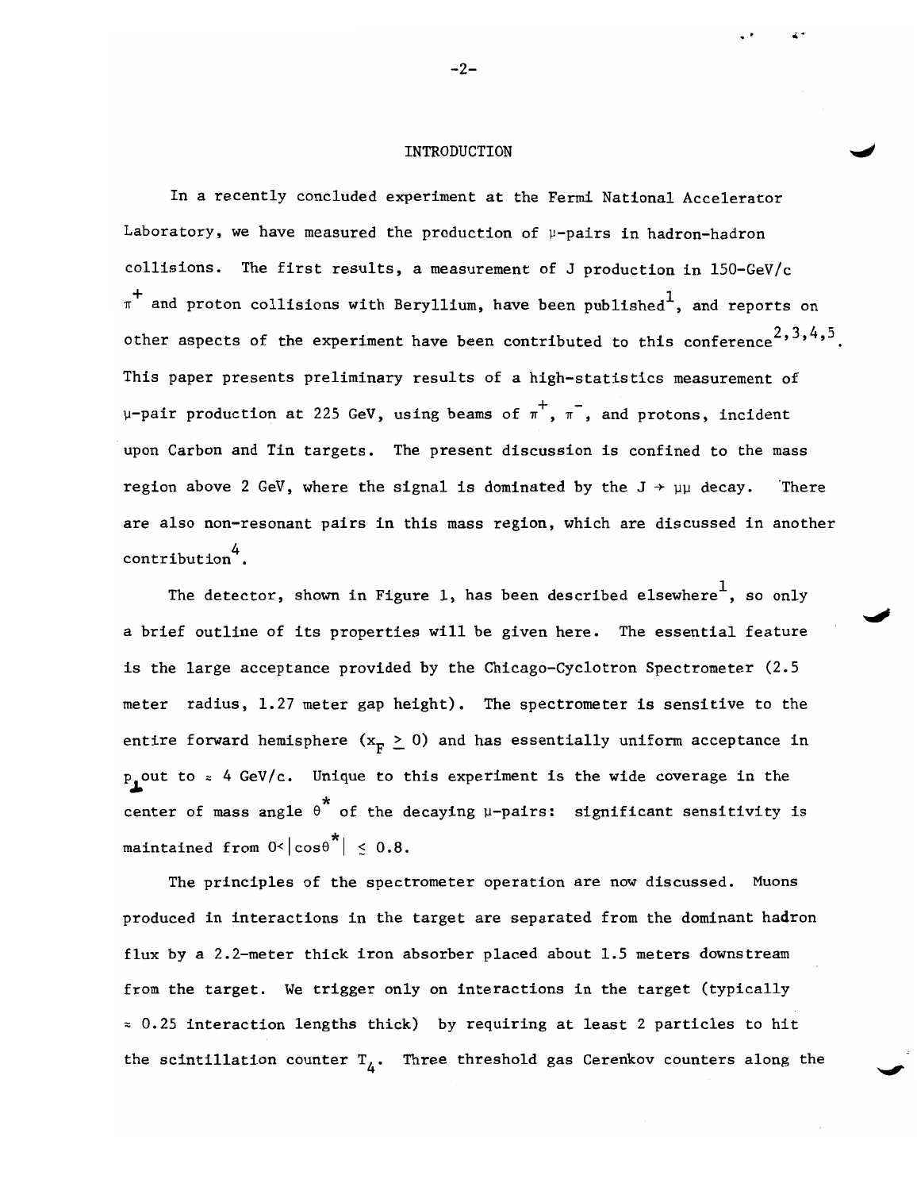## INTRODUCTION

In a recently concluded experiment at the Fermi National Accelerator Laboratory, we have measured the production of $\mu$-pairs in hadron-hadron collisions. The first results, a measurement of J production in 150-GeV/c $\pi^+$ and proton collisions with Beryllium, have been published[1], and reports on other aspects of the experiment have been contributed to this conference[2,3,4,5]. This paper presents preliminary results of a high-statistics measurement of $\mu$-pair production at 225 GeV, using beams of $\pi^+$, $\pi^-$, and protons, incident upon Carbon and Tin targets. The present discussion is confined to the mass region above 2 GeV, where the signal is dominated by the $J \rightarrow \mu\mu$ decay. There are also non-resonant pairs in this mass region, which are discussed in another contribution[4].

The detector, shown in Figure 1, has been described elsewhere[1], so only a brief outline of its properties will be given here. The essential feature is the large acceptance provided by the Chicago-Cyclotron Spectrometer (2.5 meter radius, 1.27 meter gap height). The spectrometer is sensitive to the entire forward hemisphere ($x_F \geq 0$) and has essentially uniform acceptance in $p_\perp$ out to $\approx$ 4 GeV/c. Unique to this experiment is the wide coverage in the center of mass angle $\theta^*$ of the decaying $\mu$-pairs: significant sensitivity is maintained from $0 < |\cos\theta^*| \leq 0.8$.

The principles of the spectrometer operation are now discussed. Muons produced in interactions in the target are separated from the dominant hadron flux by a 2.2-meter thick iron absorber placed about 1.5 meters downstream from the target. We trigger only on interactions in the target (typically $\approx$ 0.25 interaction lengths thick) by requiring at least 2 particles to hit the scintillation counter $T_4$. Three threshold gas Cerenkov counters along the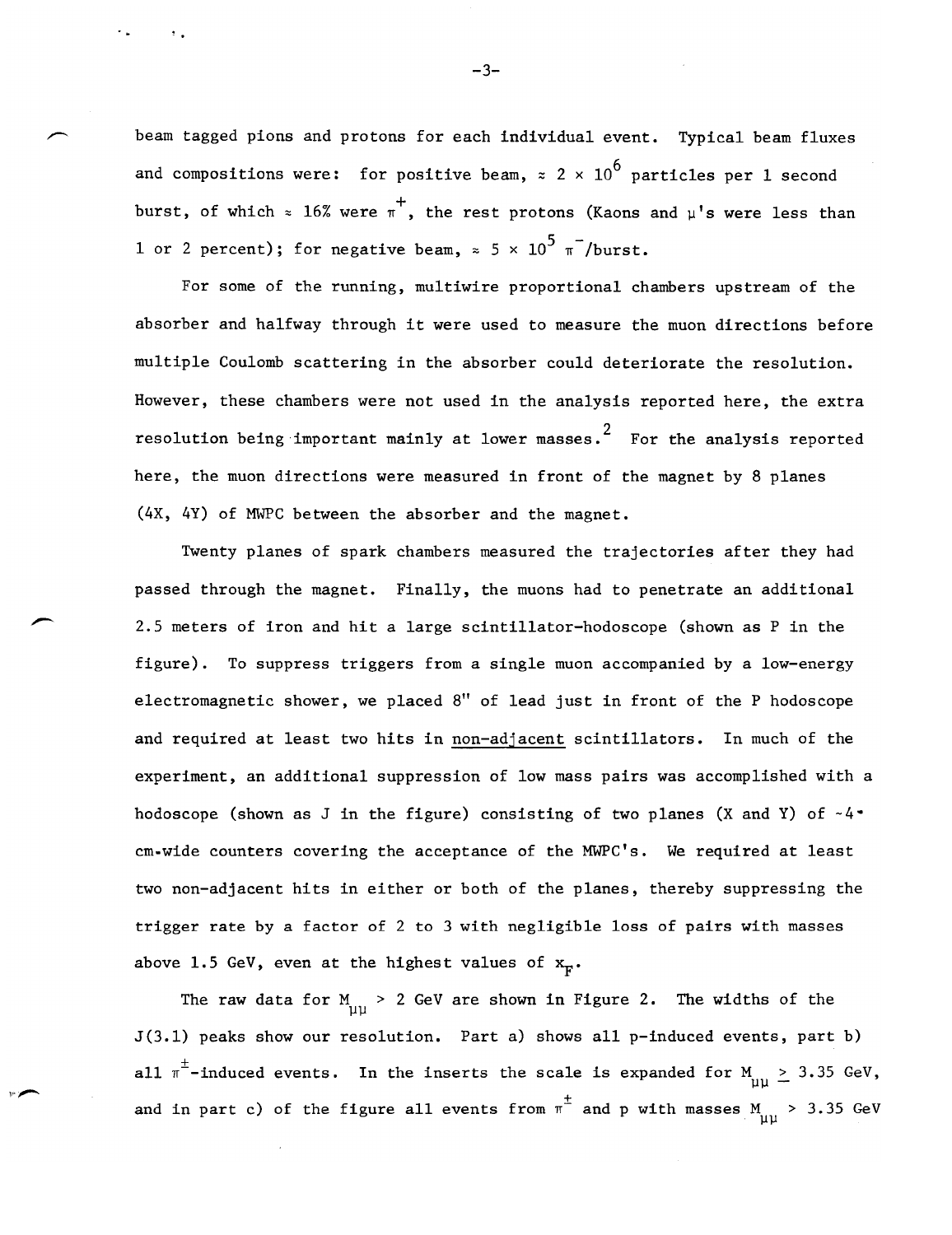beam tagged pions and protons for each individual event. Typical beam fluxes and compositions were: for positive beam, $\approx 2 \times 10^6$ particles per 1 second burst, of which $\approx$ 16% were $\pi^+$, the rest protons (Kaons and $\mu$'s were less than 1 or 2 percent); for negative beam, $\approx 5 \times 10^5$ $\pi^-$/burst.

For some of the running, multiwire proportional chambers upstream of the absorber and halfway through it were used to measure the muon directions before multiple Coulomb scattering in the absorber could deteriorate the resolution. However, these chambers were not used in the analysis reported here, the extra resolution being important mainly at lower masses.[2] For the analysis reported here, the muon directions were measured in front of the magnet by 8 planes (4X, 4Y) of MWPC between the absorber and the magnet.

Twenty planes of spark chambers measured the trajectories after they had passed through the magnet. Finally, the muons had to penetrate an additional 2.5 meters of iron and hit a large scintillator-hodoscope (shown as P in the figure). To suppress triggers from a single muon accompanied by a low-energy electromagnetic shower, we placed 8" of lead just in front of the P hodoscope and required at least two hits in non-adjacent scintillators. In much of the experiment, an additional suppression of low mass pairs was accomplished with a hodoscope (shown as J in the figure) consisting of two planes (X and Y) of ~4-cm-wide counters covering the acceptance of the MWPC's. We required at least two non-adjacent hits in either or both of the planes, thereby suppressing the trigger rate by a factor of 2 to 3 with negligible loss of pairs with masses above 1.5 GeV, even at the highest values of $x_F$.

The raw data for $M_{\mu\mu} > 2$ GeV are shown in Figure 2. The widths of the J(3.1) peaks show our resolution. Part a) shows all p-induced events, part b) all $\pi^{\pm}$-induced events. In the inserts the scale is expanded for $M_{\mu\mu} \geq 3.35$ GeV, and in part c) of the figure all events from $\pi^{\pm}$ and p with masses $M_{\mu\mu} > 3.35$ GeV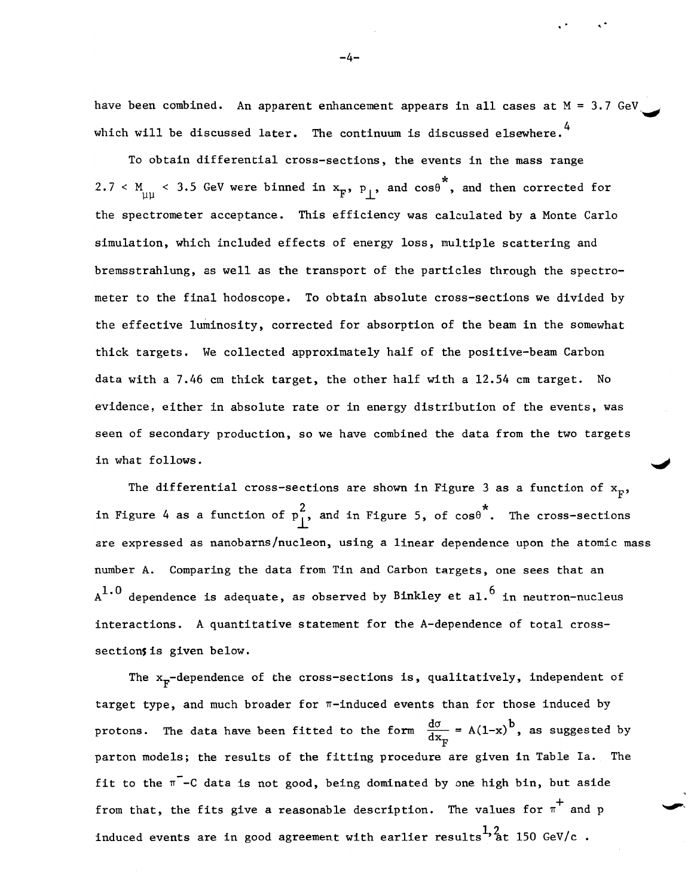have been combined. An apparent enhancement appears in all cases at M = 3.7 GeV which will be discussed later. The continuum is discussed elsewhere.[4]

To obtain differential cross-sections, the events in the mass range $2.7 < M_{\mu\mu} < 3.5$ GeV were binned in $x_F$, $p_\perp$, and $\cos\theta^*$, and then corrected for the spectrometer acceptance. This efficiency was calculated by a Monte Carlo simulation, which included effects of energy loss, multiple scattering and bremsstrahlung, as well as the transport of the particles through the spectrometer to the final hodoscope. To obtain absolute cross-sections we divided by the effective luminosity, corrected for absorption of the beam in the somewhat thick targets. We collected approximately half of the positive-beam Carbon data with a 7.46 cm thick target, the other half with a 12.54 cm target. No evidence, either in absolute rate or in energy distribution of the events, was seen of secondary production, so we have combined the data from the two targets in what follows.

The differential cross-sections are shown in Figure 3 as a function of $x_F$, in Figure 4 as a function of $p_\perp^2$, and in Figure 5, of $\cos\theta^*$. The cross-sections are expressed as nanobarns/nucleon, using a linear dependence upon the atomic mass number A. Comparing the data from Tin and Carbon targets, one sees that an $A^{1.0}$ dependence is adequate, as observed by Binkley et al.[6] in neutron-nucleus interactions. A quantitative statement for the A-dependence of total cross-sections is given below.

The $x_F$-dependence of the cross-sections is, qualitatively, independent of target type, and much broader for $\pi$-induced events than for those induced by protons. The data have been fitted to the form $\frac{d\sigma}{dx_F} = A(1-x)^b$, as suggested by parton models; the results of the fitting procedure are given in Table Ia. The fit to the $\pi^-$-C data is not good, being dominated by one high bin, but aside from that, the fits give a reasonable description. The values for $\pi^+$ and p induced events are in good agreement with earlier results[1,2] at 150 GeV/c .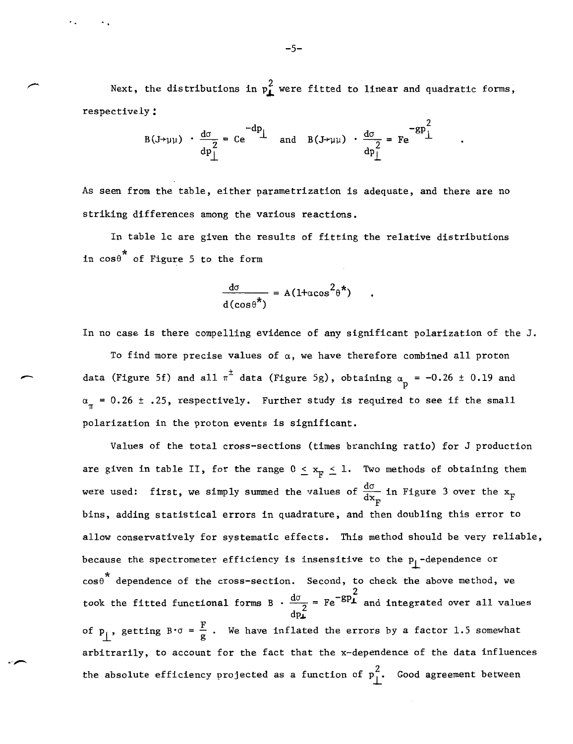Next, the distributions in $p_\perp^2$ were fitted to linear and quadratic forms, respectively:

$$B(J\to\mu\mu) \cdot \frac{d\sigma}{dp_\perp^2} = Ce^{-dp_\perp} \quad \text{and} \quad B(J\to\mu\mu) \cdot \frac{d\sigma}{dp_\perp^2} = Fe^{-gp_\perp^2} \quad .$$

As seen from the table, either parametrization is adequate, and there are no striking differences among the various reactions.

In table 1c are given the results of fitting the relative distributions in $\cos\theta^*$ of Figure 5 to the form

$$\frac{d\sigma}{d(\cos\theta^*)} = A(1+\alpha\cos^2\theta^*) \quad .$$

In no case is there compelling evidence of any significant polarization of the J.

To find more precise values of $\alpha$, we have therefore combined all proton data (Figure 5f) and all $\pi^\pm$ data (Figure 5g), obtaining $\alpha_p = -0.26 \pm 0.19$ and $\alpha_\pi = 0.26 \pm .25$, respectively. Further study is required to see if the small polarization in the proton events is significant.

Values of the total cross-sections (times branching ratio) for J production are given in table II, for the range $0 \leq x_F \leq 1$. Two methods of obtaining them were used: first, we simply summed the values of $\frac{d\sigma}{dx_F}$ in Figure 3 over the $x_F$ bins, adding statistical errors in quadrature, and then doubling this error to allow conservatively for systematic effects. This method should be very reliable, because the spectrometer efficiency is insensitive to the $p_\perp$-dependence or $\cos\theta^*$ dependence of the cross-section. Second, to check the above method, we took the fitted functional forms $B \cdot \frac{d\sigma}{dp_\perp^2} = Fe^{-gp_\perp^2}$ and integrated over all values of $p_\perp$, getting $B\cdot\sigma = \frac{F}{g}$. We have inflated the errors by a factor 1.5 somewhat arbitrarily, to account for the fact that the x-dependence of the data influences the absolute efficiency projected as a function of $p_\perp^2$. Good agreement between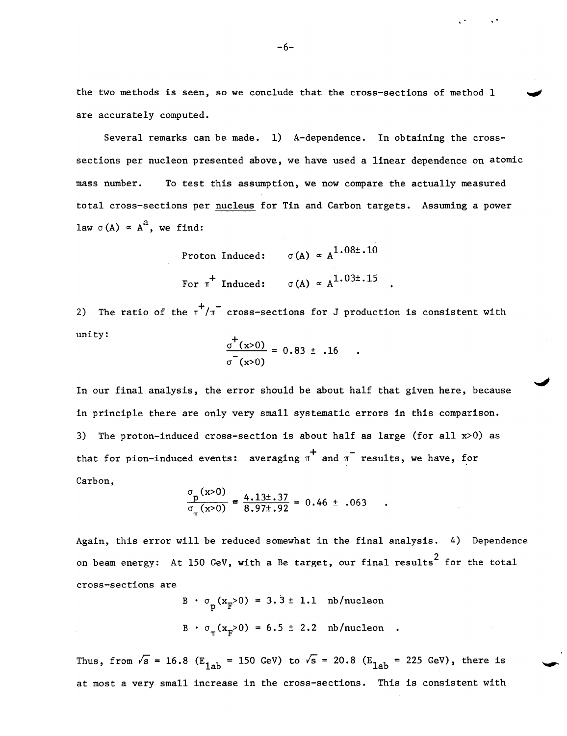the two methods is seen, so we conclude that the cross-sections of method 1 are accurately computed.

Several remarks can be made. 1) A-dependence. In obtaining the cross-sections per nucleon presented above, we have used a linear dependence on atomic mass number. To test this assumption, we now compare the actually measured total cross-sections per nucleus for Tin and Carbon targets. Assuming a power law $\sigma(A) \propto A^a$, we find:

$$\text{Proton Induced:} \qquad \sigma(A) \propto A^{1.08 \pm .10}$$

$$\text{For } \pi^+ \text{ Induced:} \qquad \sigma(A) \propto A^{1.03 \pm .15} \quad .$$

2) The ratio of the $\pi^+/\pi^-$ cross-sections for J production is consistent with unity:

$$\frac{\sigma^+(x>0)}{\sigma^-(x>0)} = 0.83 \pm .16 \quad .$$

In our final analysis, the error should be about half that given here, because in principle there are only very small systematic errors in this comparison. 3) The proton-induced cross-section is about half as large (for all $x>0$) as that for pion-induced events: averaging $\pi^+$ and $\pi^-$ results, we have, for Carbon,

$$\frac{\sigma_p(x>0)}{\sigma_\pi(x>0)} = \frac{4.13 \pm .37}{8.97 \pm .92} = 0.46 \pm .063 \quad .$$

Again, this error will be reduced somewhat in the final analysis. 4) Dependence on beam energy: At 150 GeV, with a Be target, our final results[2] for the total cross-sections are

$$B \cdot \sigma_p(x_F>0) = 3.3 \pm 1.1 \text{ nb/nucleon}$$

$$B \cdot \sigma_\pi(x_F>0) = 6.5 \pm 2.2 \text{ nb/nucleon} \quad .$$

Thus, from $\sqrt{s} = 16.8$ ($E_{lab} = 150$ GeV) to $\sqrt{s} = 20.8$ ($E_{lab} = 225$ GeV), there is at most a very small increase in the cross-sections. This is consistent with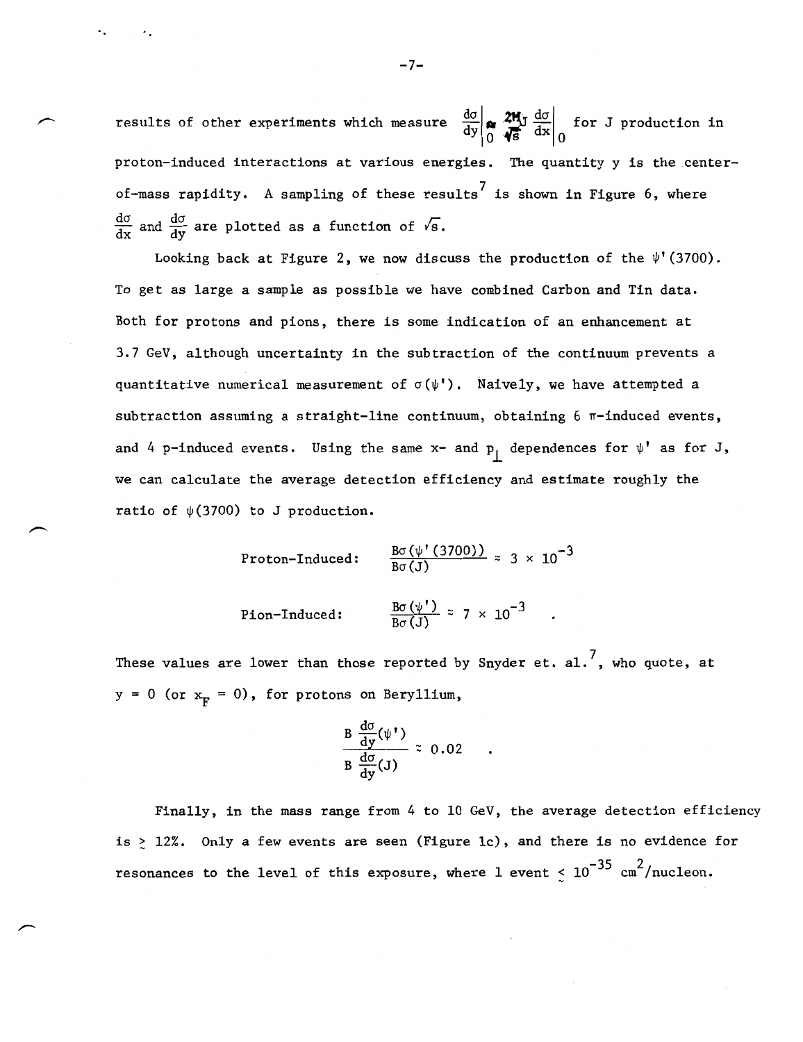results of other experiments which measure $\left.\frac{d\sigma}{dy}\right|_0 \approx \frac{2M_J}{\sqrt{s}} \left.\frac{d\sigma}{dx}\right|_0$ for J production in proton-induced interactions at various energies. The quantity y is the center-of-mass rapidity. A sampling of these results[7] is shown in Figure 6, where $\frac{d\sigma}{dx}$ and $\frac{d\sigma}{dy}$ are plotted as a function of $\sqrt{s}$.

Looking back at Figure 2, we now discuss the production of the $\psi'(3700)$. To get as large a sample as possible we have combined Carbon and Tin data. Both for protons and pions, there is some indication of an enhancement at 3.7 GeV, although uncertainty in the subtraction of the continuum prevents a quantitative numerical measurement of $\sigma(\psi')$. Naively, we have attempted a subtraction assuming a straight-line continuum, obtaining 6 $\pi$-induced events, and 4 p-induced events. Using the same x- and $p_\perp$ dependences for $\psi'$ as for J, we can calculate the average detection efficiency and estimate roughly the ratio of $\psi(3700)$ to J production.

$$\text{Proton-Induced:} \qquad \frac{B\sigma(\psi'(3700))}{B\sigma(J)} \approx 3 \times 10^{-3}$$

$$\text{Pion-Induced:} \qquad \frac{B\sigma(\psi')}{B\sigma(J)} \approx 7 \times 10^{-3} \quad .$$

These values are lower than those reported by Snyder et. al.[7], who quote, at $y = 0$ (or $x_F = 0$), for protons on Beryllium,

$$\frac{B\,\frac{d\sigma}{dy}(\psi')}{B\,\frac{d\sigma}{dy}(J)} \approx 0.02 \quad .$$

Finally, in the mass range from 4 to 10 GeV, the average detection efficiency is $\gtrsim$ 12%. Only a few events are seen (Figure 1c), and there is no evidence for resonances to the level of this exposure, where 1 event $\lesssim 10^{-35}$ cm$^2$/nucleon.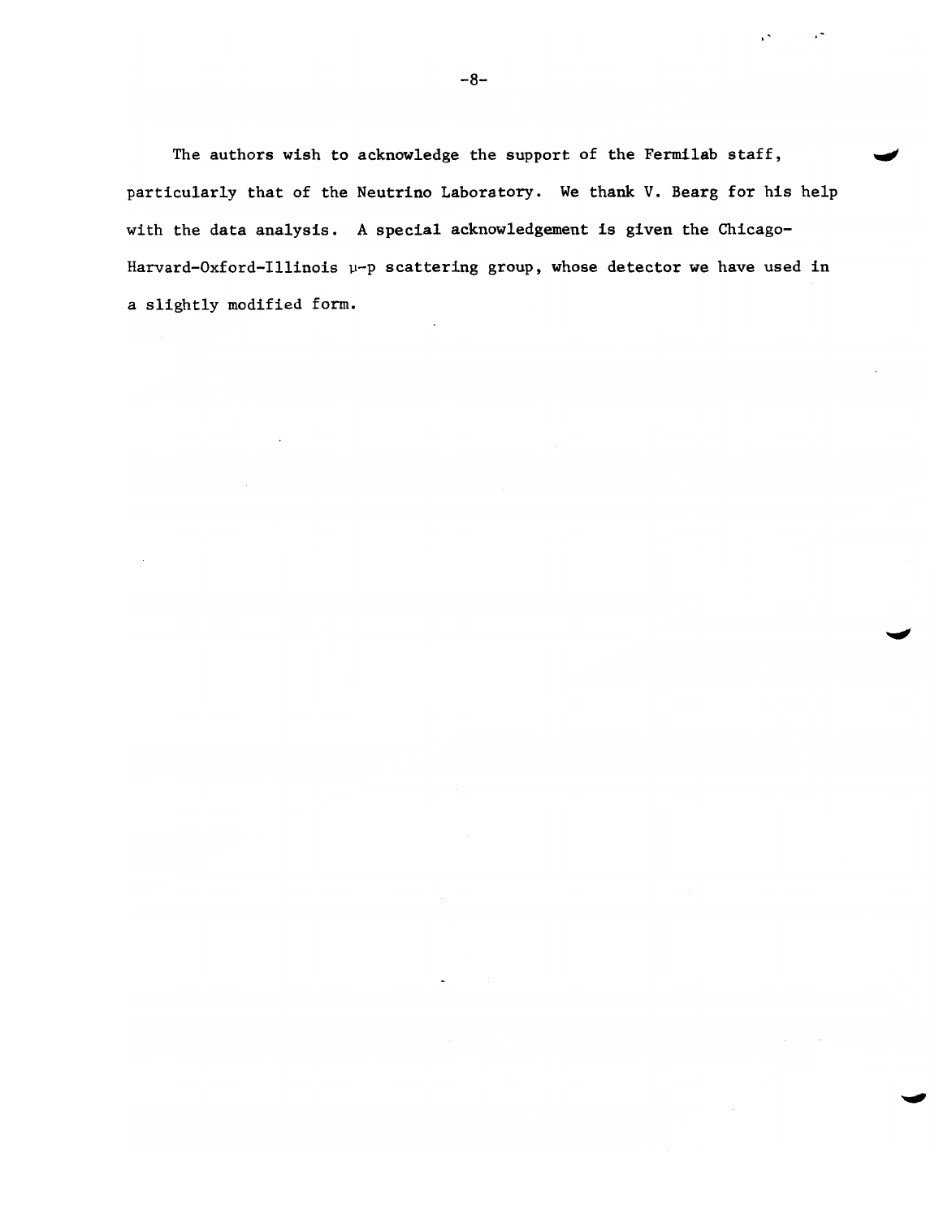The authors wish to acknowledge the support of the Fermilab staff, particularly that of the Neutrino Laboratory. We thank V. Bearg for his help with the data analysis. A special acknowledgement is given the Chicago-Harvard-Oxford-Illinois $\mu$-p scattering group, whose detector we have used in a slightly modified form.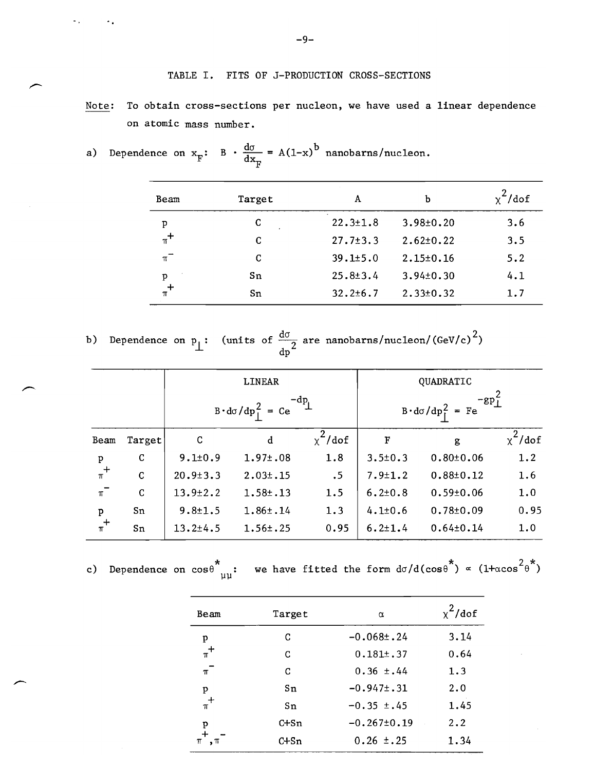## TABLE I. FITS OF J-PRODUCTION CROSS-SECTIONS

Note: To obtain cross-sections per nucleon, we have used a linear dependence on atomic mass number.

a) Dependence on $x_F$: $B \cdot \frac{d\sigma}{dx_F} = A(1-x)^b$ nanobarns/nucleon.

| Beam | Target | A | b | $\chi^2$/dof |
|---|---|---|---|---|
| p | C | 22.3±1.8 | 3.98±0.20 | 3.6 |
| $\pi^+$ | C | 27.7±3.3 | 2.62±0.22 | 3.5 |
| $\pi^-$ | C | 39.1±5.0 | 2.15±0.16 | 5.2 |
| p | Sn | 25.8±3.4 | 3.94±0.30 | 4.1 |
| $\pi^+$ | Sn | 32.2±6.7 | 2.33±0.32 | 1.7 |

b) Dependence on $p_\perp$: (units of $\frac{d\sigma}{dp^2}$ are nanobarns/nucleon/(GeV/c)$^2$)

| | | LINEAR $B \cdot d\sigma/dp_\perp^2 = Ce^{-dp_\perp}$ | | | QUADRATIC $B \cdot d\sigma/dp_\perp^2 = Fe^{-gp_\perp^2}$ | | |
|---|---|---|---|---|---|---|---|
| Beam | Target | C | d | $\chi^2$/dof | F | g | $\chi^2$/dof |
| p | C | 9.1±0.9 | 1.97±.08 | 1.8 | 3.5±0.3 | 0.80±0.06 | 1.2 |
| $\pi^+$ | C | 20.9±3.3 | 2.03±.15 | .5 | 7.9±1.2 | 0.88±0.12 | 1.6 |
| $\pi^-$ | C | 13.9±2.2 | 1.58±.13 | 1.5 | 6.2±0.8 | 0.59±0.06 | 1.0 |
| p | Sn | 9.8±1.5 | 1.86±.14 | 1.3 | 4.1±0.6 | 0.78±0.09 | 0.95 |
| $\pi^+$ | Sn | 13.2±4.5 | 1.56±.25 | 0.95 | 6.2±1.4 | 0.64±0.14 | 1.0 |

c) Dependence on $\cos\theta^*_{\mu\mu}$: we have fitted the form $d\sigma/d(\cos\theta^*) \propto (1+\alpha\cos^2\theta^*)$

| Beam | Target | $\alpha$ | $\chi^2$/dof |
|---|---|---|---|
| p | C | -0.068±.24 | 3.14 |
| $\pi^+$ | C | 0.181±.37 | 0.64 |
| $\pi^-$ | C | 0.36 ±.44 | 1.3 |
| p | Sn | -0.947±.31 | 2.0 |
| $\pi^+$ | Sn | -0.35 ±.45 | 1.45 |
| p | C+Sn | -0.267±0.19 | 2.2 |
| $\pi^+,\pi^-$ | C+Sn | 0.26 ±.25 | 1.34 |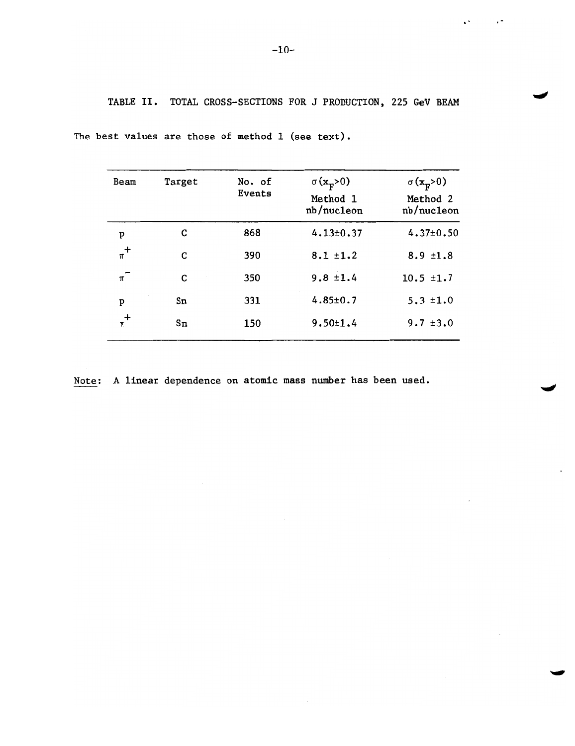TABLE II. TOTAL CROSS-SECTIONS FOR J PRODUCTION, 225 GeV BEAM

The best values are those of method 1 (see text).

| Beam | Target | No. of Events | $\sigma(x_F>0)$ Method 1 nb/nucleon | $\sigma(x_F>0)$ Method 2 nb/nucleon |
|---|---|---|---|---|
| p | C | 868 | $4.13 \pm 0.37$ | $4.37 \pm 0.50$ |
| $\pi^+$ | C | 390 | $8.1 \pm 1.2$ | $8.9 \pm 1.8$ |
| $\pi^-$ | C | 350 | $9.8 \pm 1.4$ | $10.5 \pm 1.7$ |
| p | Sn | 331 | $4.85 \pm 0.7$ | $5.3 \pm 1.0$ |
| $\pi^+$ | Sn | 150 | $9.50 \pm 1.4$ | $9.7 \pm 3.0$ |

Note: A linear dependence on atomic mass number has been used.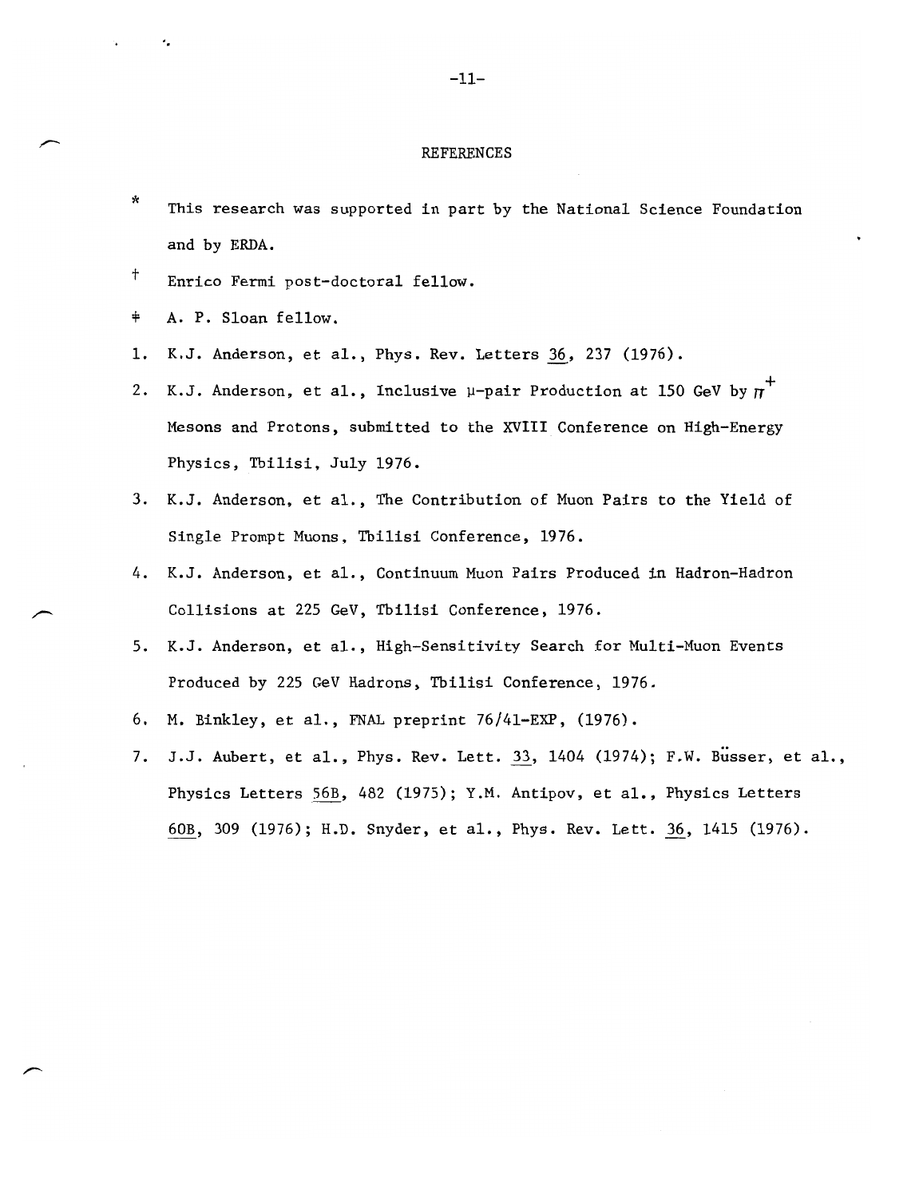## REFERENCES

\* This research was supported in part by the National Science Foundation and by ERDA.

† Enrico Fermi post-doctoral fellow.

‡ A. P. Sloan fellow.

1. K.J. Anderson, et al., Phys. Rev. Letters 36, 237 (1976).
2. K.J. Anderson, et al., Inclusive μ-pair Production at 150 GeV by $\pi^+$ Mesons and Protons, submitted to the XVIII Conference on High-Energy Physics, Tbilisi, July 1976.
3. K.J. Anderson, et al., The Contribution of Muon Pairs to the Yield of Single Prompt Muons, Tbilisi Conference, 1976.
4. K.J. Anderson, et al., Continuum Muon Pairs Produced in Hadron-Hadron Collisions at 225 GeV, Tbilisi Conference, 1976.
5. K.J. Anderson, et al., High-Sensitivity Search for Multi-Muon Events Produced by 225 GeV Hadrons, Tbilisi Conference, 1976.
6. M. Binkley, et al., FNAL preprint 76/41-EXP, (1976).
7. J.J. Aubert, et al., Phys. Rev. Lett. 33, 1404 (1974); F.W. Büsser, et al., Physics Letters 56B, 482 (1975); Y.M. Antipov, et al., Physics Letters 60B, 309 (1976); H.D. Snyder, et al., Phys. Rev. Lett. 36, 1415 (1976).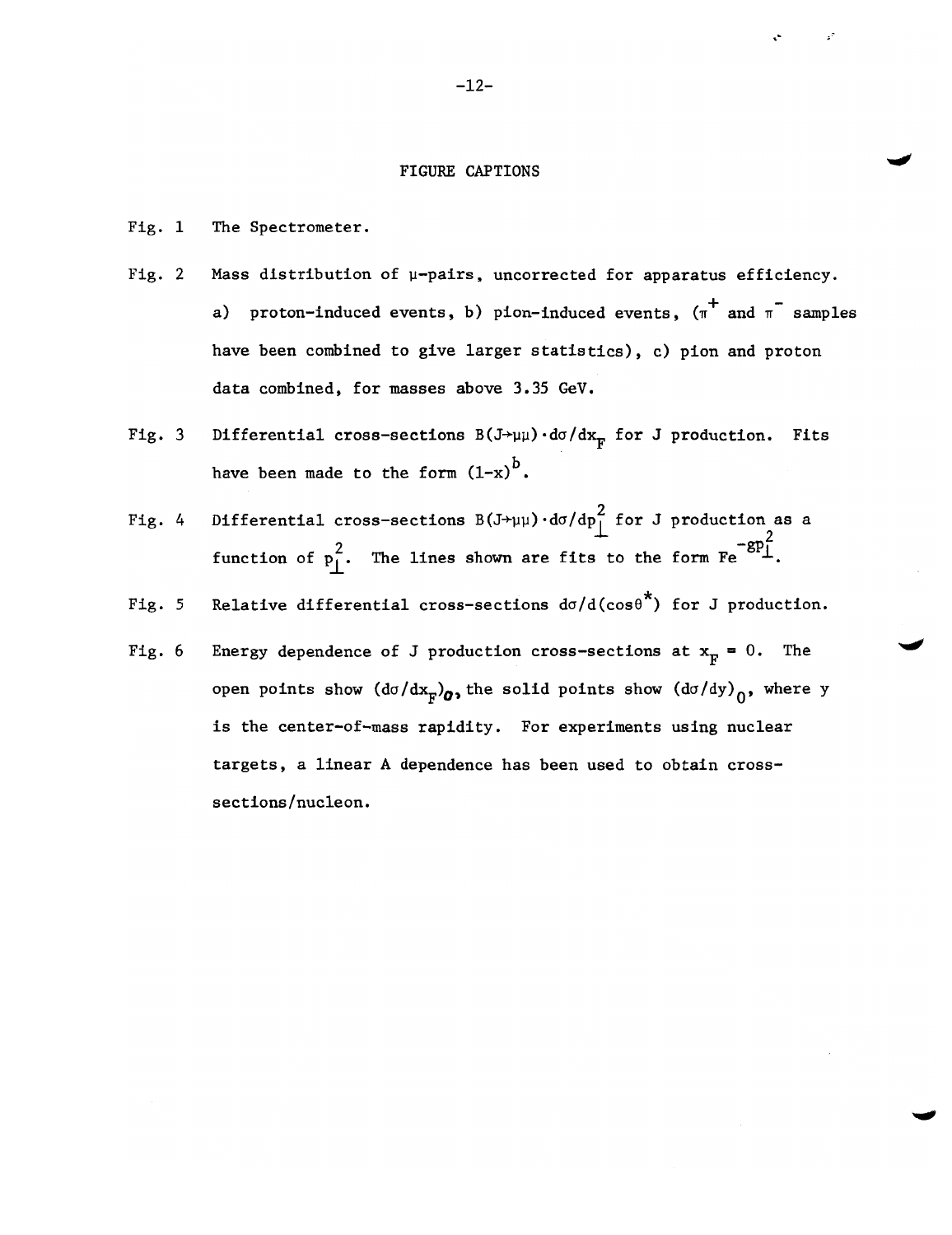# FIGURE CAPTIONS

Fig. 1 The Spectrometer.

Fig. 2 Mass distribution of $\mu$-pairs, uncorrected for apparatus efficiency. a) proton-induced events, b) pion-induced events, ($\pi^+$ and $\pi^-$ samples have been combined to give larger statistics), c) pion and proton data combined, for masses above 3.35 GeV.

Fig. 3 Differential cross-sections $B(J \to \mu\mu) \cdot d\sigma/dx_F$ for J production. Fits have been made to the form $(1-x)^b$.

Fig. 4 Differential cross-sections $B(J \to \mu\mu) \cdot d\sigma/dp_\perp^2$ for J production as a function of $p_\perp^2$. The lines shown are fits to the form $Fe^{-gp_\perp^2}$.

Fig. 5 Relative differential cross-sections $d\sigma/d(\cos\theta^*)$ for J production.

Fig. 6 Energy dependence of J production cross-sections at $x_F = 0$. The open points show $(d\sigma/dx_F)_0$, the solid points show $(d\sigma/dy)_0$, where y is the center-of-mass rapidity. For experiments using nuclear targets, a linear A dependence has been used to obtain cross-sections/nucleon.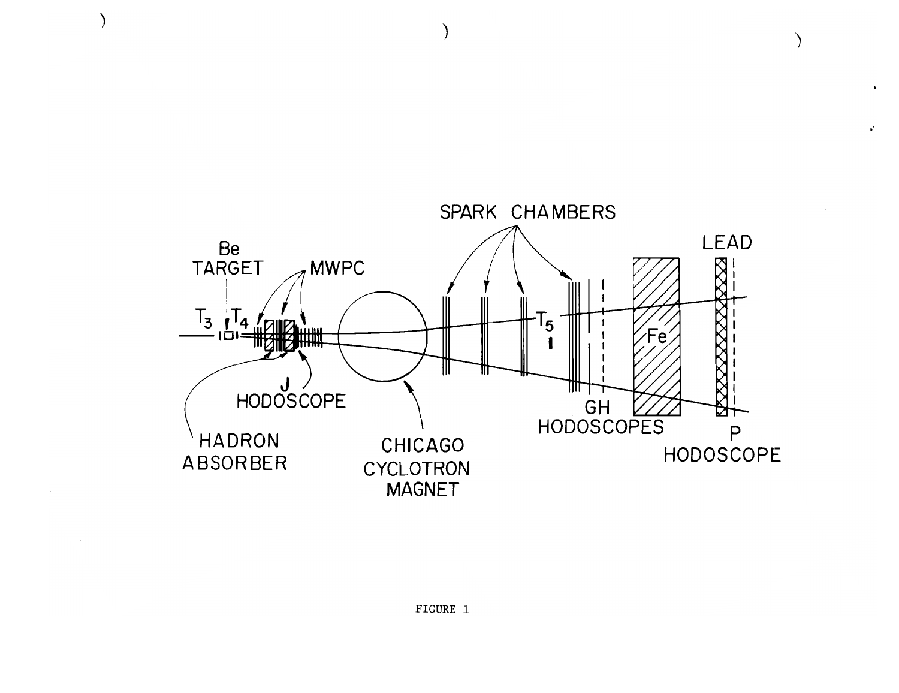FIGURE 1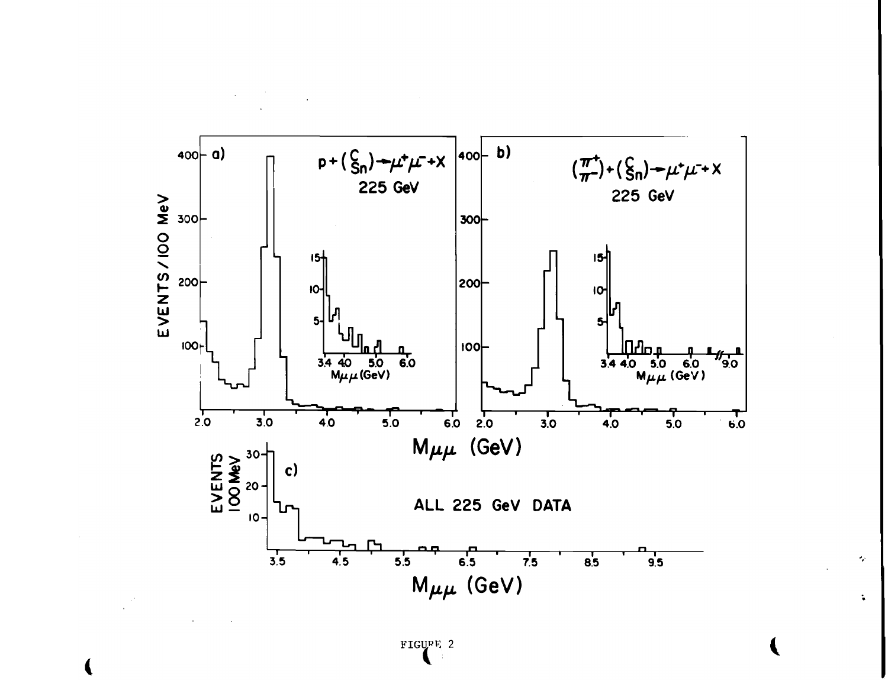FIGURE 2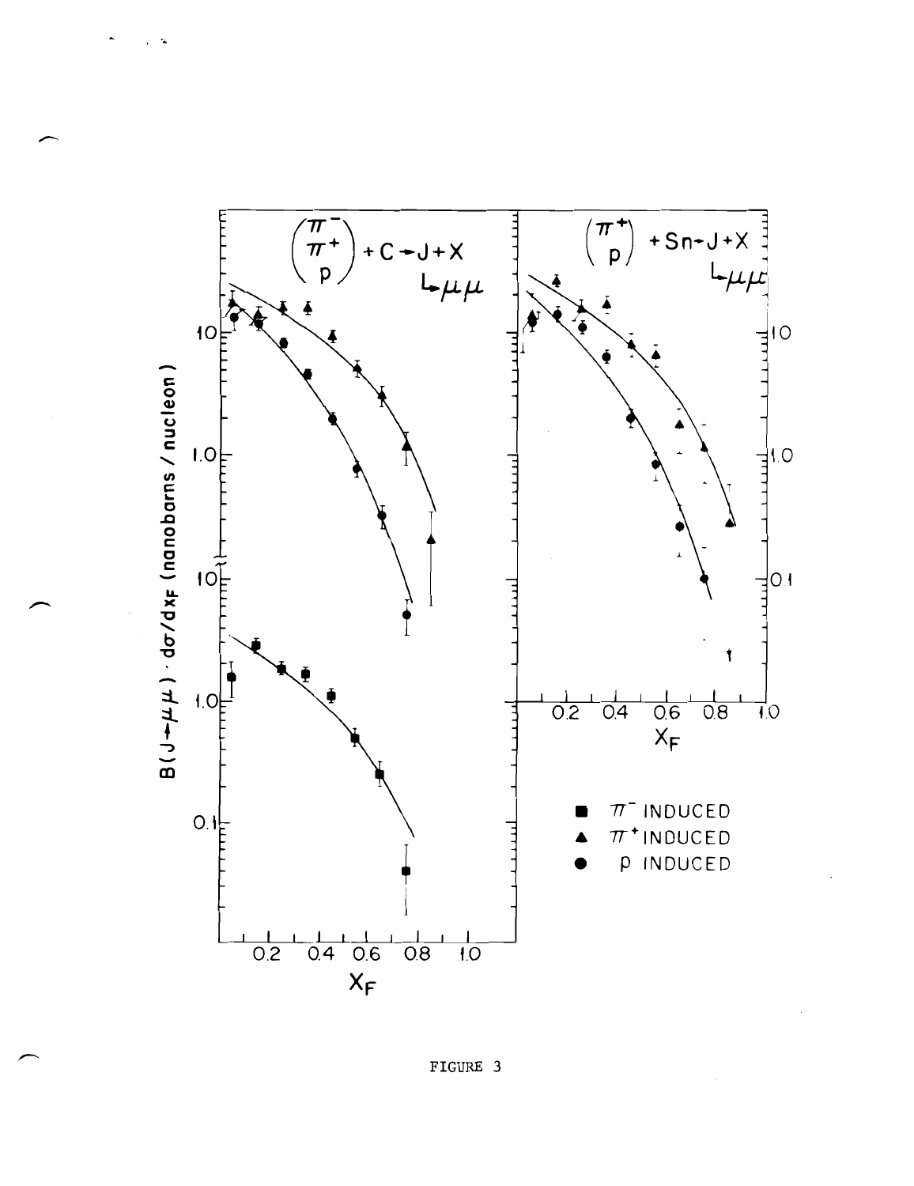FIGURE 3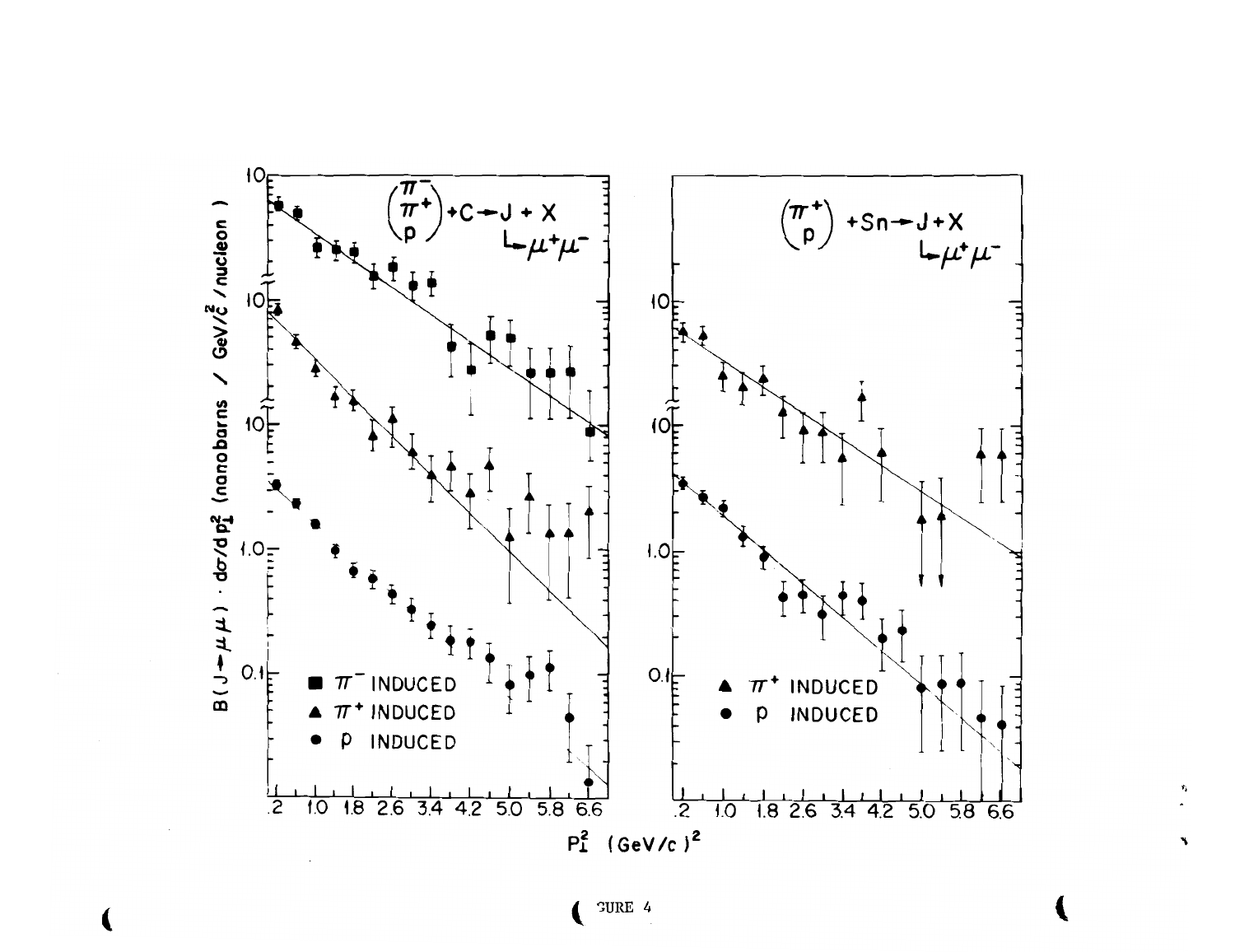FIGURE 4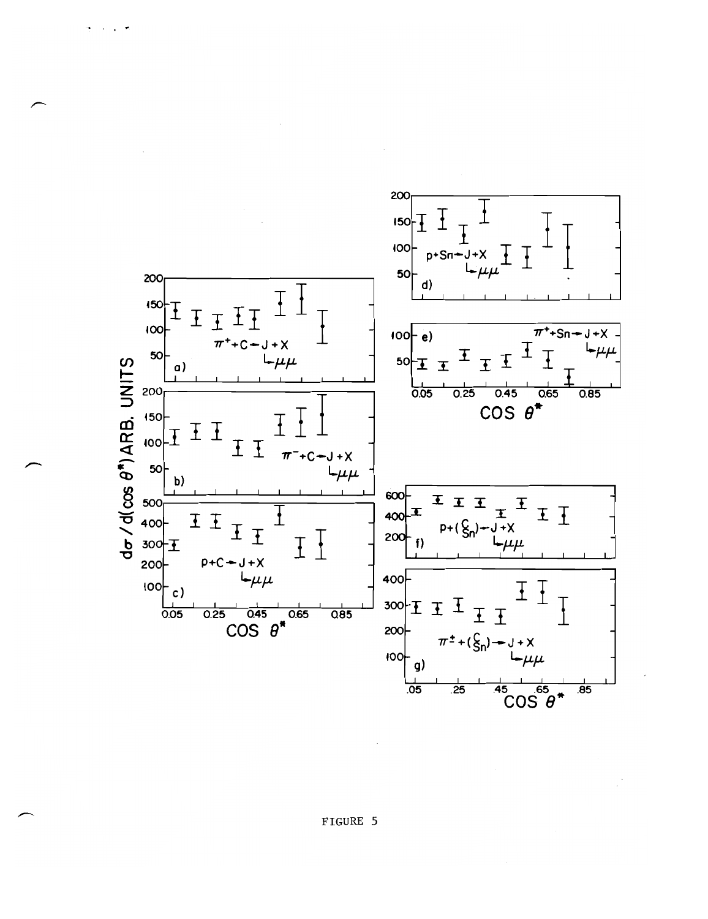FIGURE 5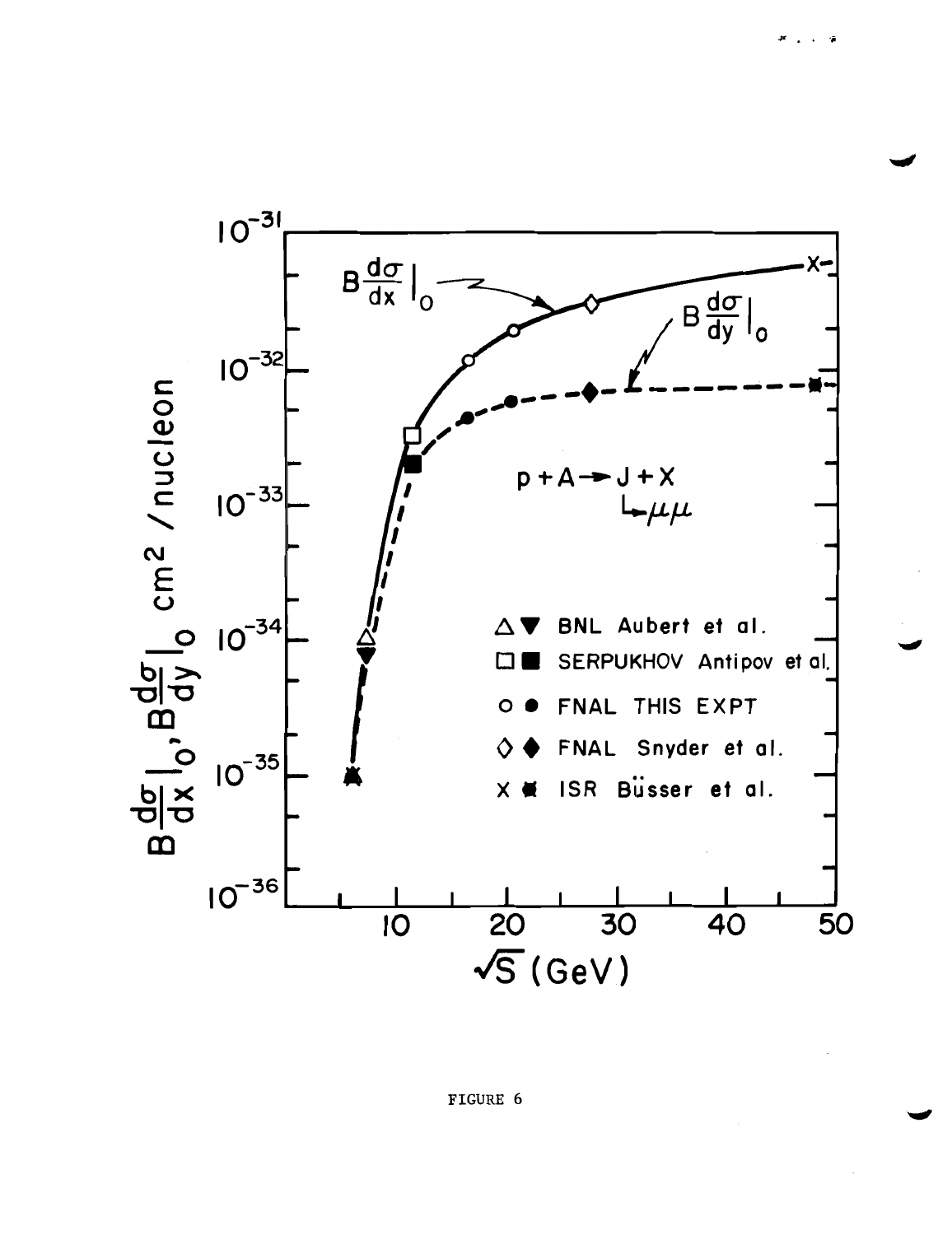$B\frac{d\sigma}{dx}\Big|_0$

$B\frac{d\sigma}{dy}\Big|_0$

$p + A \rightarrow J + X$

$\hookrightarrow \mu\mu$

△ ▼ BNL Aubert et al.

□ ■ SERPUKHOV Antipov et al.

○ ● FNAL THIS EXPT

◇ ◆ FNAL Snyder et al.

X ✱ ISR Büsser et al.

$B\frac{d\sigma}{dx}\Big|_0, B\frac{d\sigma}{dy}\Big|_0$ cm$^2$ /nucleon

$10^{-31}$

$10^{-32}$

$10^{-33}$

$10^{-34}$

$10^{-35}$

$10^{-36}$

10 20 30 40 50

$\sqrt{S}$ (GeV)

FIGURE 6